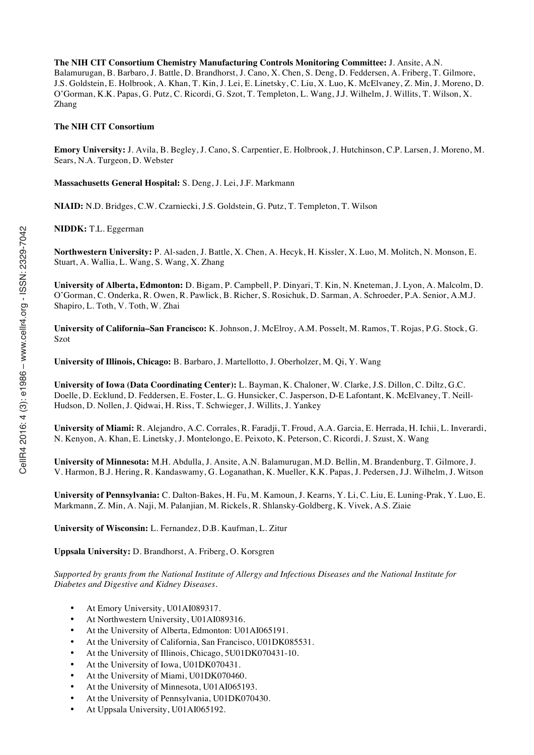**The NIH CIT Consortium Chemistry Manufacturing Controls Monitoring Committee:** J. Ansite, A.N. Balamurugan, B. Barbaro, J. Battle, D. Brandhorst, J. Cano, X. Chen, S. Deng, D. Feddersen, A. Friberg, T. Gilmore, J.S. Goldstein, E. Holbrook, A. Khan, T. Kin, J. Lei, E. Linetsky, C. Liu, X. Luo, K. McElvaney, Z. Min, J. Moreno, D. O'Gorman, K.K. Papas, G. Putz, C. Ricordi, G. Szot, T. Templeton, L. Wang, J.J. Wilhelm, J. Willits, T. Wilson, X. Zhang

**The NIH CIT Consortium**

**Emory University:** J. Avila, B. Begley, J. Cano, S. Carpentier, E. Holbrook, J. Hutchinson, C.P. Larsen, J. Moreno, M. Sears, N.A. Turgeon, D. Webster

**Massachusetts General Hospital:** S. Deng, J. Lei, J.F. Markmann

**NIAID:** N.D. Bridges, C.W. Czarniecki, J.S. Goldstein, G. Putz, T. Templeton, T. Wilson

**NIDDK:** T.L. Eggerman

**Northwestern University:** P. Al-saden, J. Battle, X. Chen, A. Hecyk, H. Kissler, X. Luo, M. Molitch, N. Monson, E. Stuart, A. Wallia, L. Wang, S. Wang, X. Zhang

**University of Alberta, Edmonton:** D. Bigam, P. Campbell, P. Dinyari, T. Kin, N. Kneteman, J. Lyon, A. Malcolm, D. O'Gorman, C. Onderka, R. Owen, R. Pawlick, B. Richer, S. Rosichuk, D. Sarman, A. Schroeder, P.A. Senior, A.M.J. Shapiro, L. Toth, V. Toth, W. Zhai

**University of California–San Francisco:** K. Johnson, J. McElroy, A.M. Posselt, M. Ramos, T. Rojas, P.G. Stock, G. Szot

**University of Illinois, Chicago:** B. Barbaro, J. Martellotto, J. Oberholzer, M. Qi, Y. Wang

**University of Iowa (Data Coordinating Center):** L. Bayman, K. Chaloner, W. Clarke, J.S. Dillon, C. Diltz, G.C. Doelle, D. Ecklund, D. Feddersen, E. Foster, L. G. Hunsicker, C. Jasperson, D-E Lafontant, K. McElvaney, T. Neill-Hudson, D. Nollen, J. Qidwai, H. Riss, T. Schwieger, J. Willits, J. Yankey

**University of Miami:** R. Alejandro, A.C. Corrales, R. Faradji, T. Froud, A.A. Garcia, E. Herrada, H. Ichii, L. Inverardi, N. Kenyon, A. Khan, E. Linetsky, J. Montelongo, E. Peixoto, K. Peterson, C. Ricordi, J. Szust, X. Wang

**University of Minnesota:** M.H. Abdulla, J. Ansite, A.N. Balamurugan, M.D. Bellin, M. Brandenburg, T. Gilmore, J. V. Harmon, B.J. Hering, R. Kandaswamy, G. Loganathan, K. Mueller, K.K. Papas, J. Pedersen, J.J. Wilhelm, J. Witson

**University of Pennsylvania:** C. Dalton-Bakes, H. Fu, M. Kamoun, J. Kearns, Y. Li, C. Liu, E. Luning-Prak, Y. Luo, E. Markmann, Z. Min, A. Naji, M. Palanjian, M. Rickels, R. Shlansky-Goldberg, K. Vivek, A.S. Ziaie

**University of Wisconsin:** L. Fernandez, D.B. Kaufman, L. Zitur

**Uppsala University:** D. Brandhorst, A. Friberg, O. Korsgren

*Supported by grants from the National Institute of Allergy and Infectious Diseases and the National Institute for Diabetes and Digestive and Kidney Diseases.*

- At Emory University, U01AI089317.
- At Northwestern University, U01AI089316.
- At the University of Alberta, Edmonton: U01AI065191.
- At the University of California, San Francisco, U01DK085531.
- At the University of Illinois, Chicago, 5U01DK070431-10.
- At the University of Iowa, U01DK070431.
- At the University of Miami, U01DK070460.
- At the University of Minnesota, U01AI065193.
- At the University of Pennsylvania, U01DK070430.
- At Uppsala University, U01AI065192.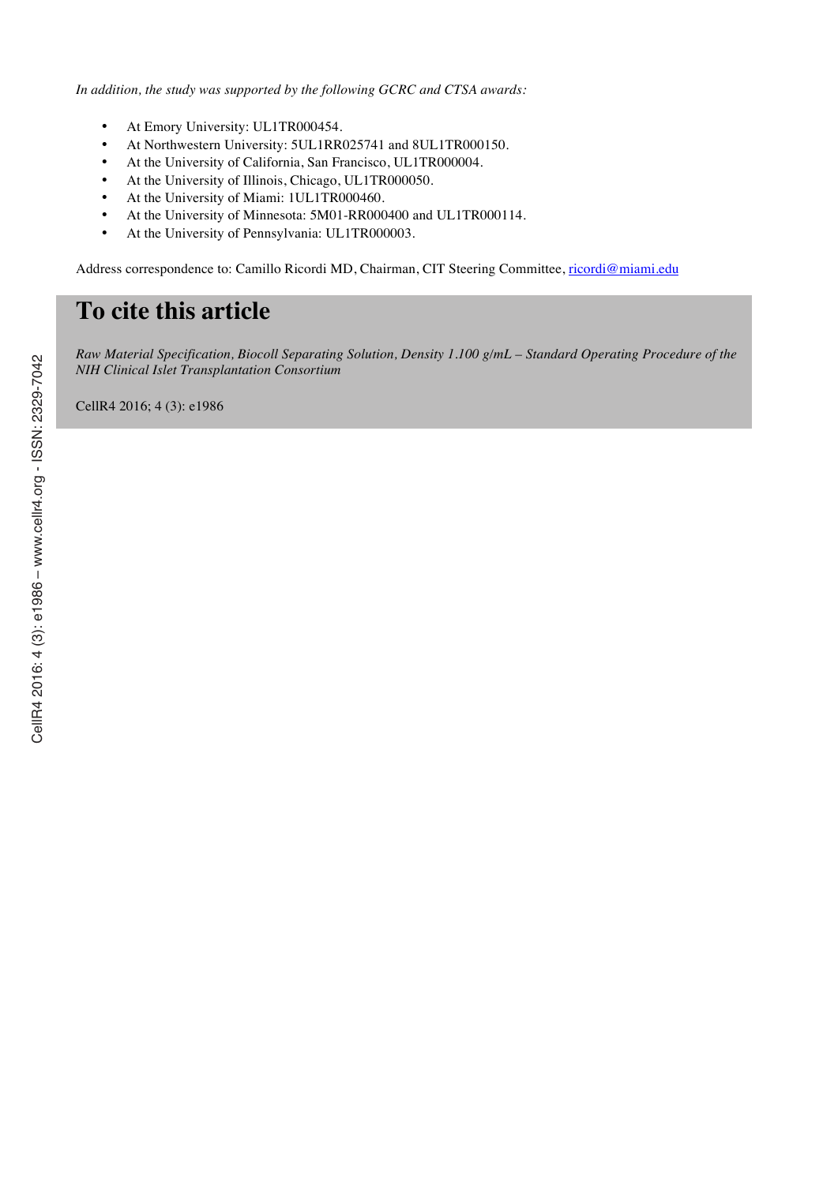*In addition, the study was supported by the following GCRC and CTSA awards:*

- At Emory University: UL1TR000454.
- At Northwestern University: 5UL1RR025741 and 8UL1TR000150.
- At the University of California, San Francisco, UL1TR000004.
- At the University of Illinois, Chicago, UL1TR000050.
- At the University of Miami: 1UL1TR000460.
- At the University of Minnesota: 5M01-RR000400 and UL1TR000114.
- At the University of Pennsylvania: UL1TR000003.

Address correspondence to: Camillo Ricordi MD, Chairman, CIT Steering Committee, ricordi@miami.edu

## To cite this article

*Raw Material Specification, Biocoll Separating Solution, Density 1.100 g/mL – Standard Operating Procedure of the NIH Clinical Islet Transplantation Consortium*

CellR4 2016; 4 (3): e1986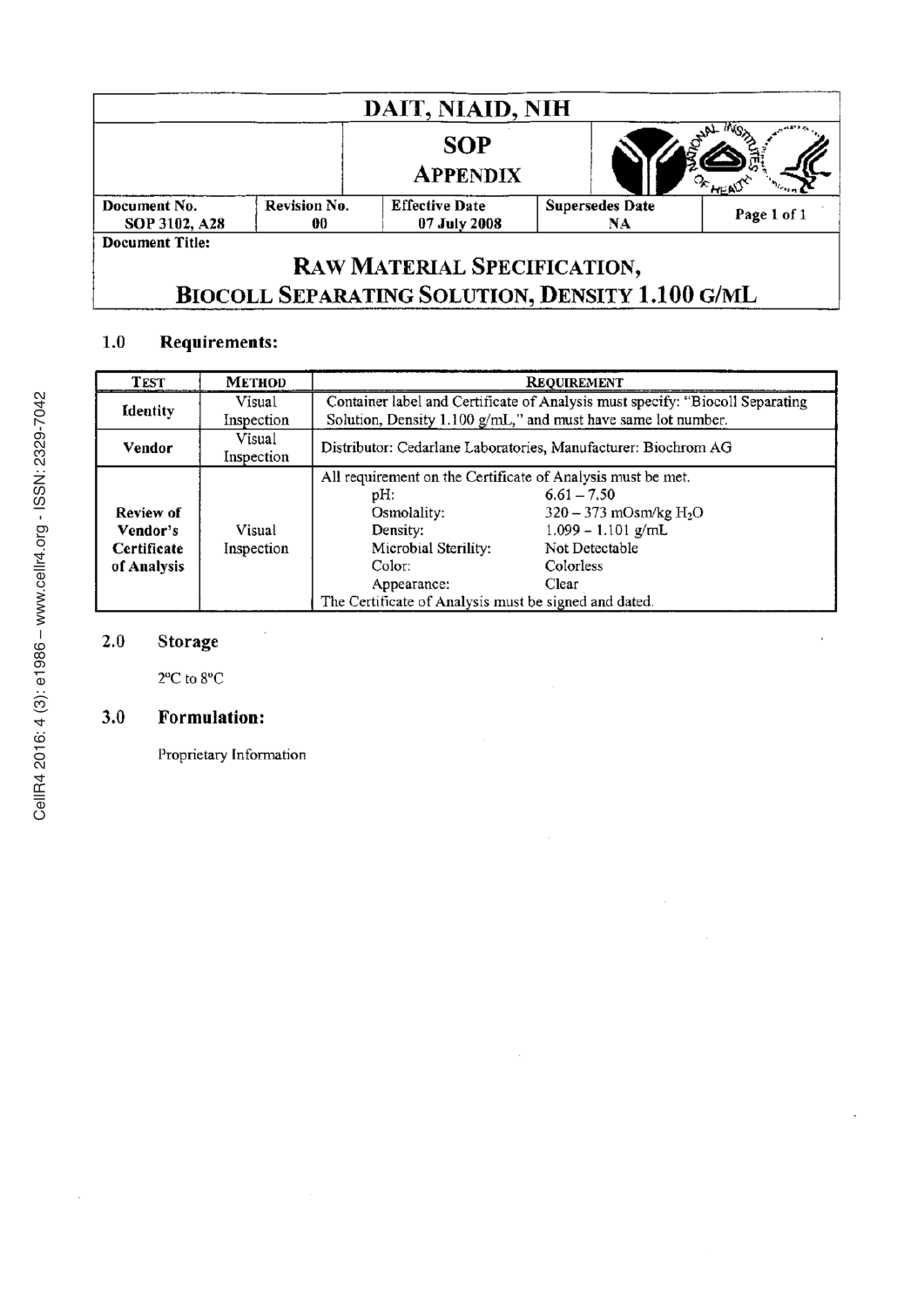| DAIT, NIAID, NIH | | | | |
|---|---|---|---|---|
| | | SOP APPENDIX | | |
| **Document No.** SOP 3102, A28 | **Revision No.** 00 | **Effective Date** 07 July 2008 | **Supersedes Date** NA | **Page 1 of 1** |

**Document Title:**

# RAW MATERIAL SPECIFICATION, BIOCOLL SEPARATING SOLUTION, DENSITY 1.100 G/ML

## 1.0 Requirements:

| TEST | METHOD | REQUIREMENT |
|---|---|---|
| **Identity** | Visual Inspection | Container label and Certificate of Analysis must specify: "Biocoll Separating Solution, Density 1.100 g/mL," and must have same lot number. |
| **Vendor** | Visual Inspection | Distributor: Cedarlane Laboratories, Manufacturer: Biochrom AG |
| **Review of Vendor's Certificate of Analysis** | Visual Inspection | All requirement on the Certificate of Analysis must be met.<br>pH: 6.61 – 7.50<br>Osmolality: 320 – 373 mOsm/kg $H_2O$<br>Density: 1.099 - 1.101 g/mL<br>Microbial Sterility: Not Detectable<br>Color: Colorless<br>Appearance: Clear<br>The Certificate of Analysis must be signed and dated. |

## 2.0 Storage

2°C to 8°C

## 3.0 Formulation:

Proprietary Information